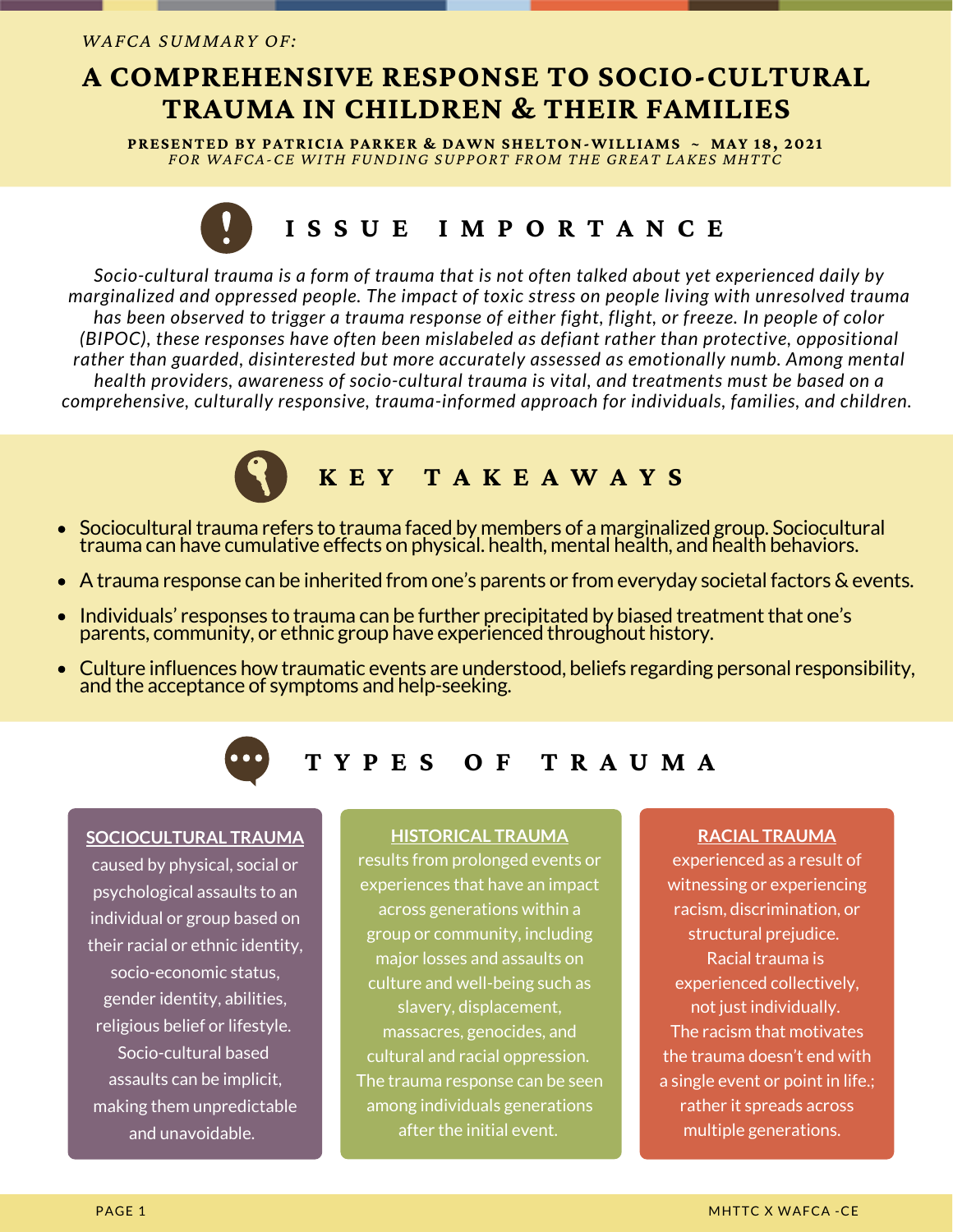*WAFCA SUMMARY OF:*

# A COMPREHENSIVE RESPONSE TO SOCIO-CULTURAL TRAUMA IN CHILDREN & THEIR FAMILIES

**PRESENTED BY PATRICIA PARKER & DAWN SHELTON-WILLIAMS ~ MAY 18, 2021**
*FOR WAFCA-CE WITH FUNDING SUPPORT FROM THE GREAT LAKES MHTTC*

## ISSUE IMPORTANCE

*Socio-cultural trauma is a form of trauma that is not often talked about yet experienced daily by marginalized and oppressed people. The impact of toxic stress on people living with unresolved trauma has been observed to trigger a trauma response of either fight, flight, or freeze. In people of color (BIPOC), these responses have often been mislabeled as defiant rather than protective, oppositional rather than guarded, disinterested but more accurately assessed as emotionally numb. Among mental health providers, awareness of socio-cultural trauma is vital, and treatments must be based on a comprehensive, culturally responsive, trauma-informed approach for individuals, families, and children.*

## KEY TAKEAWAYS

- Sociocultural trauma refers to trauma faced by members of a marginalized group. Sociocultural trauma can have cumulative effects on physical. health, mental health, and health behaviors.
- A trauma response can be inherited from one's parents or from everyday societal factors & events.
- Individuals' responses to trauma can be further precipitated by biased treatment that one's parents, community, or ethnic group have experienced throughout history.
- Culture influences how traumatic events are understood, beliefs regarding personal responsibility, and the acceptance of symptoms and help-seeking.

## TYPES OF TRAUMA

**SOCIOCULTURAL TRAUMA**

caused by physical, social or psychological assaults to an individual or group based on their racial or ethnic identity, socio-economic status, gender identity, abilities, religious belief or lifestyle. Socio-cultural based assaults can be implicit, making them unpredictable and unavoidable.

**HISTORICAL TRAUMA**

results from prolonged events or experiences that have an impact across generations within a group or community, including major losses and assaults on culture and well-being such as slavery, displacement, massacres, genocides, and cultural and racial oppression. The trauma response can be seen among individuals generations after the initial event.

**RACIAL TRAUMA**

experienced as a result of witnessing or experiencing racism, discrimination, or structural prejudice. Racial trauma is experienced collectively, not just individually. The racism that motivates the trauma doesn't end with a single event or point in life.; rather it spreads across multiple generations.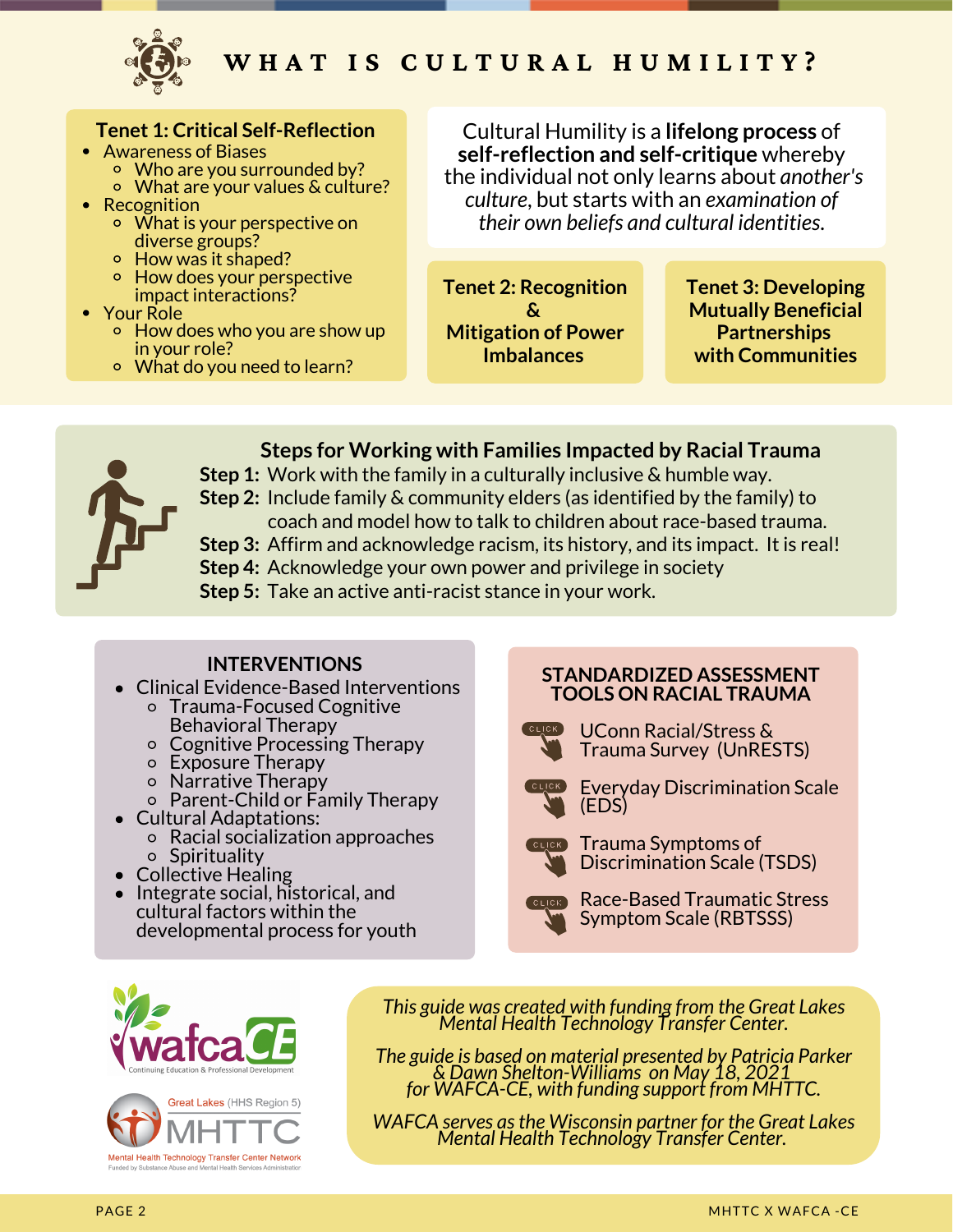# WHAT IS CULTURAL HUMILITY?

Cultural Humility is a **lifelong process** of **self-reflection and self-critique** whereby the individual not only learns about *another's culture*, but starts with an *examination of their own beliefs and cultural identities.*

### Tenet 1: Critical Self-Reflection

- Awareness of Biases
  - Who are you surrounded by?
  - What are your values & culture?
- Recognition
  - What is your perspective on diverse groups?
  - How was it shaped?
  - How does your perspective impact interactions?
- Your Role
  - How does who you are show up in your role?
  - What do you need to learn?

### Tenet 2: Recognition & Mitigation of Power Imbalances

### Tenet 3: Developing Mutually Beneficial Partnerships with Communities

## Steps for Working with Families Impacted by Racial Trauma

**Step 1:** Work with the family in a culturally inclusive & humble way.
**Step 2:** Include family & community elders (as identified by the family) to coach and model how to talk to children about race-based trauma.
**Step 3:** Affirm and acknowledge racism, its history, and its impact. It is real!
**Step 4:** Acknowledge your own power and privilege in society
**Step 5:** Take an active anti-racist stance in your work.

## INTERVENTIONS

- Clinical Evidence-Based Interventions
  - Trauma-Focused Cognitive Behavioral Therapy
  - Cognitive Processing Therapy
  - Exposure Therapy
  - Narrative Therapy
  - Parent-Child or Family Therapy
- Cultural Adaptations:
  - Racial socialization approaches
  - Spirituality
- Collective Healing
- Integrate social, historical, and cultural factors within the developmental process for youth

## STANDARDIZED ASSESSMENT TOOLS ON RACIAL TRAUMA

- CLICK UConn Racial/Stress & Trauma Survey (UnRESTS)
- CLICK Everyday Discrimination Scale (EDS)
- CLICK Trauma Symptoms of Discrimination Scale (TSDS)
- CLICK Race-Based Traumatic Stress Symptom Scale (RBTSSS)

wafcaCE Continuing Education & Professional Development

Great Lakes (HHS Region 5) MHTTC Mental Health Technology Transfer Center Network Funded by Substance Abuse and Mental Health Services Administration

*This guide was created with funding from the Great Lakes Mental Health Technology Transfer Center.*

*The guide is based on material presented by Patricia Parker & Dawn Shelton-Williams on May 18, 2021 for WAFCA-CE, with funding support from MHTTC.*

*WAFCA serves as the Wisconsin partner for the Great Lakes Mental Health Technology Transfer Center.*